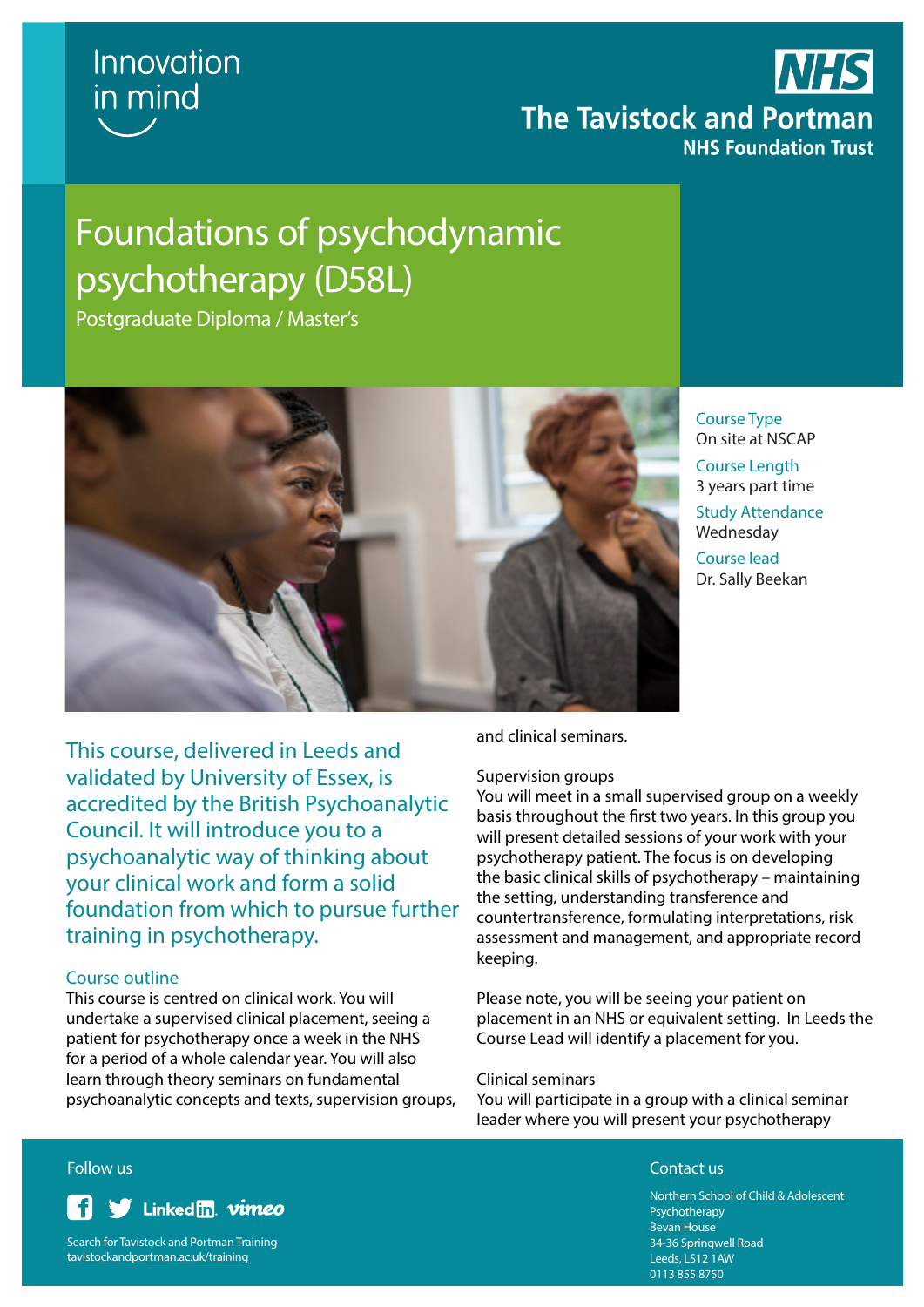Innovation in mind

**NHS**
**The Tavistock and Portman**
**NHS Foundation Trust**

# Foundations of psychodynamic psychotherapy (D58L)

Postgraduate Diploma / Master's

**Course Type**
On site at NSCAP

**Course Length**
3 years part time

**Study Attendance**
Wednesday

**Course lead**
Dr. Sally Beekan

This course, delivered in Leeds and validated by University of Essex, is accredited by the British Psychoanalytic Council. It will introduce you to a psychoanalytic way of thinking about your clinical work and form a solid foundation from which to pursue further training in psychotherapy.

## Course outline

This course is centred on clinical work. You will undertake a supervised clinical placement, seeing a patient for psychotherapy once a week in the NHS for a period of a whole calendar year. You will also learn through theory seminars on fundamental psychoanalytic concepts and texts, supervision groups, and clinical seminars.

### Supervision groups

You will meet in a small supervised group on a weekly basis throughout the first two years. In this group you will present detailed sessions of your work with your psychotherapy patient. The focus is on developing the basic clinical skills of psychotherapy – maintaining the setting, understanding transference and countertransference, formulating interpretations, risk assessment and management, and appropriate record keeping.

Please note, you will be seeing your patient on placement in an NHS or equivalent setting. In Leeds the Course Lead will identify a placement for you.

### Clinical seminars

You will participate in a group with a clinical seminar leader where you will present your psychotherapy

Follow us

Facebook Twitter LinkedIn vimeo

Search for Tavistock and Portman Training
tavistockandportman.ac.uk/training

Contact us

Northern School of Child & Adolescent Psychotherapy
Bevan House
34-36 Springwell Road
Leeds, LS12 1AW
0113 855 8750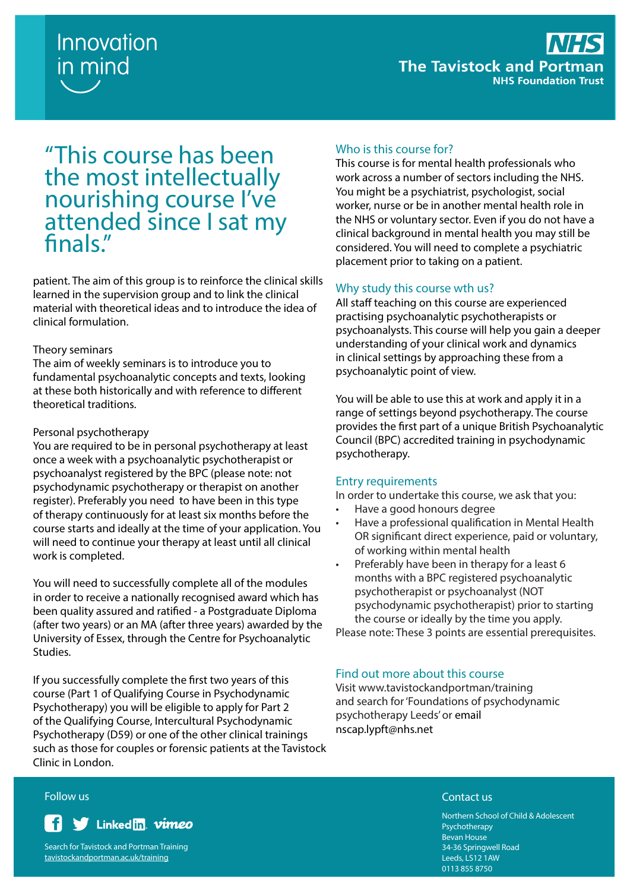Innovation in mind

The Tavistock and Portman NHS Foundation Trust

> "This course has been the most intellectually nourishing course I've attended since I sat my finals."

patient. The aim of this group is to reinforce the clinical skills learned in the supervision group and to link the clinical material with theoretical ideas and to introduce the idea of clinical formulation.

Theory seminars
The aim of weekly seminars is to introduce you to fundamental psychoanalytic concepts and texts, looking at these both historically and with reference to different theoretical traditions.

Personal psychotherapy
You are required to be in personal psychotherapy at least once a week with a psychoanalytic psychotherapist or psychoanalyst registered by the BPC (please note: not psychodynamic psychotherapy or therapist on another register). Preferably you need to have been in this type of therapy continuously for at least six months before the course starts and ideally at the time of your application. You will need to continue your therapy at least until all clinical work is completed.

You will need to successfully complete all of the modules in order to receive a nationally recognised award which has been quality assured and ratified - a Postgraduate Diploma (after two years) or an MA (after three years) awarded by the University of Essex, through the Centre for Psychoanalytic Studies.

If you successfully complete the first two years of this course (Part 1 of Qualifying Course in Psychodynamic Psychotherapy) you will be eligible to apply for Part 2 of the Qualifying Course, Intercultural Psychodynamic Psychotherapy (D59) or one of the other clinical trainings such as those for couples or forensic patients at the Tavistock Clinic in London.

## Who is this course for?

This course is for mental health professionals who work across a number of sectors including the NHS. You might be a psychiatrist, psychologist, social worker, nurse or be in another mental health role in the NHS or voluntary sector. Even if you do not have a clinical background in mental health you may still be considered. You will need to complete a psychiatric placement prior to taking on a patient.

## Why study this course wth us?

All staff teaching on this course are experienced practising psychoanalytic psychotherapists or psychoanalysts. This course will help you gain a deeper understanding of your clinical work and dynamics in clinical settings by approaching these from a psychoanalytic point of view.

You will be able to use this at work and apply it in a range of settings beyond psychotherapy. The course provides the first part of a unique British Psychoanalytic Council (BPC) accredited training in psychodynamic psychotherapy.

## Entry requirements

In order to undertake this course, we ask that you:

- Have a good honours degree
- Have a professional qualification in Mental Health OR significant direct experience, paid or voluntary, of working within mental health
- Preferably have been in therapy for a least 6 months with a BPC registered psychoanalytic psychotherapist or psychoanalyst (NOT psychodynamic psychotherapist) prior to starting the course or ideally by the time you apply.

Please note: These 3 points are essential prerequisites.

## Find out more about this course

Visit www.tavistockandportman/training and search for 'Foundations of psychodynamic psychotherapy Leeds' or email nscap.lypft@nhs.net

Follow us

Facebook Twitter LinkedIn vimeo

Search for Tavistock and Portman Training
tavistockandportman.ac.uk/training

Contact us

Northern School of Child & Adolescent Psychotherapy
Bevan House
34-36 Springwell Road
Leeds, LS12 1AW
0113 855 8750